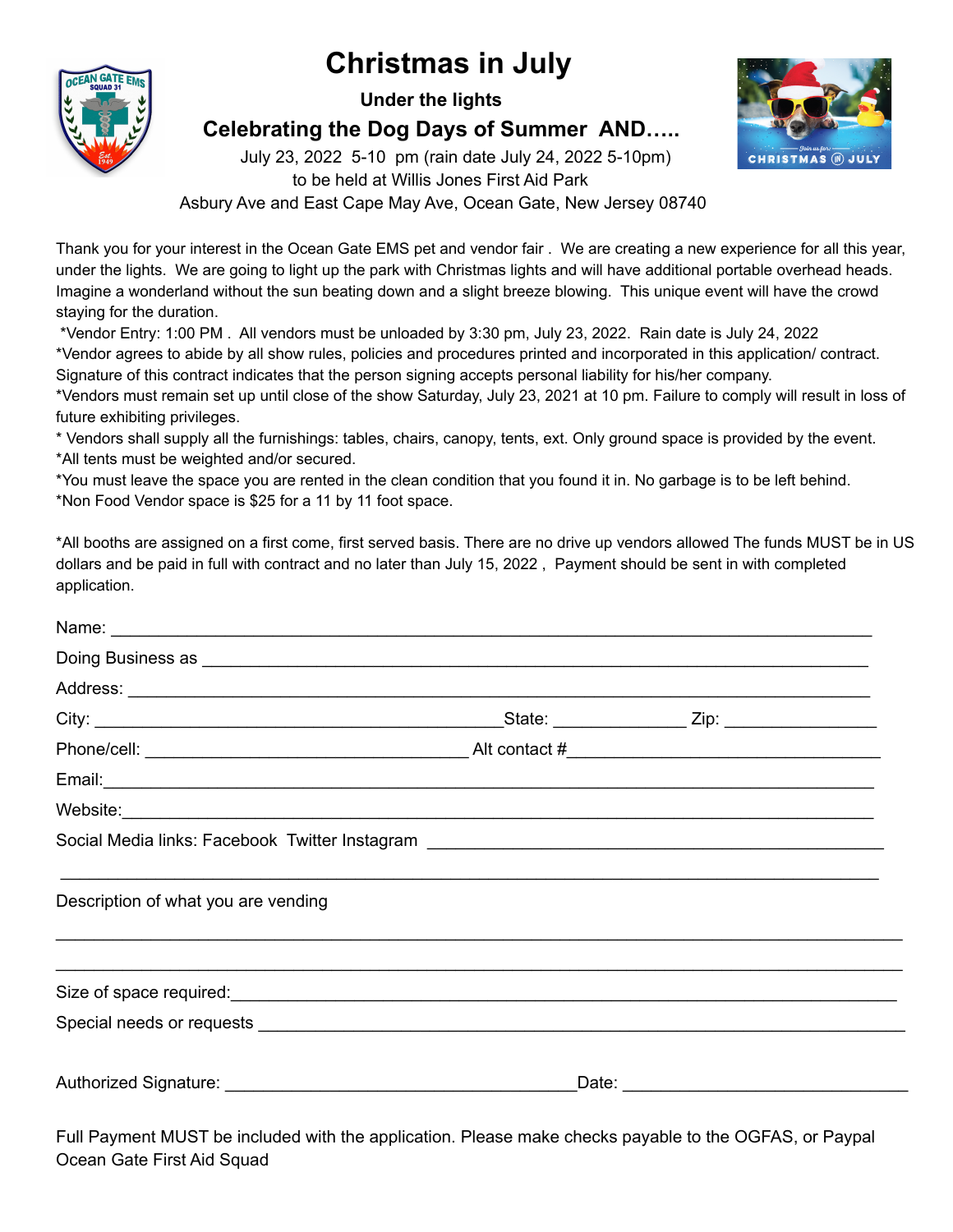# Christmas in July

### Under the lights

## Celebrating the Dog Days of Summer AND…..

July 23, 2022 5-10 pm (rain date July 24, 2022 5-10pm)
to be held at Willis Jones First Aid Park
Asbury Ave and East Cape May Ave, Ocean Gate, New Jersey 08740

Thank you for your interest in the Ocean Gate EMS pet and vendor fair . We are creating a new experience for all this year, under the lights. We are going to light up the park with Christmas lights and will have additional portable overhead heads. Imagine a wonderland without the sun beating down and a slight breeze blowing. This unique event will have the crowd staying for the duration.

*Vendor Entry: 1:00 PM . All vendors must be unloaded by 3:30 pm, July 23, 2022. Rain date is July 24, 2022
*Vendor agrees to abide by all show rules, policies and procedures printed and incorporated in this application/ contract. Signature of this contract indicates that the person signing accepts personal liability for his/her company.
*Vendors must remain set up until close of the show Saturday, July 23, 2021 at 10 pm. Failure to comply will result in loss of future exhibiting privileges.
* Vendors shall supply all the furnishings: tables, chairs, canopy, tents, ext. Only ground space is provided by the event.
*All tents must be weighted and/or secured.
*You must leave the space you are rented in the clean condition that you found it in. No garbage is to be left behind.
*Non Food Vendor space is $25 for a 11 by 11 foot space.

*All booths are assigned on a first come, first served basis. There are no drive up vendors allowed The funds MUST be in US dollars and be paid in full with contract and no later than July 15, 2022 , Payment should be sent in with completed application.

Name: ______________________________________________

Doing Business as ______________________________________________

Address: ______________________________________________

City: ______________________ State: __________ Zip: ____________

Phone/cell: ______________________ Alt contact #______________________

Email: ______________________________________________

Website: ______________________________________________

Social Media links: Facebook Twitter Instagram ______________________________
______________________________________________

Description of what you are vending
______________________________________________
______________________________________________

Size of space required: ______________________________________________

Special needs or requests ______________________________________________

Authorized Signature: ______________________ Date: ______________________

Full Payment MUST be included with the application. Please make checks payable to the OGFAS, or Paypal Ocean Gate First Aid Squad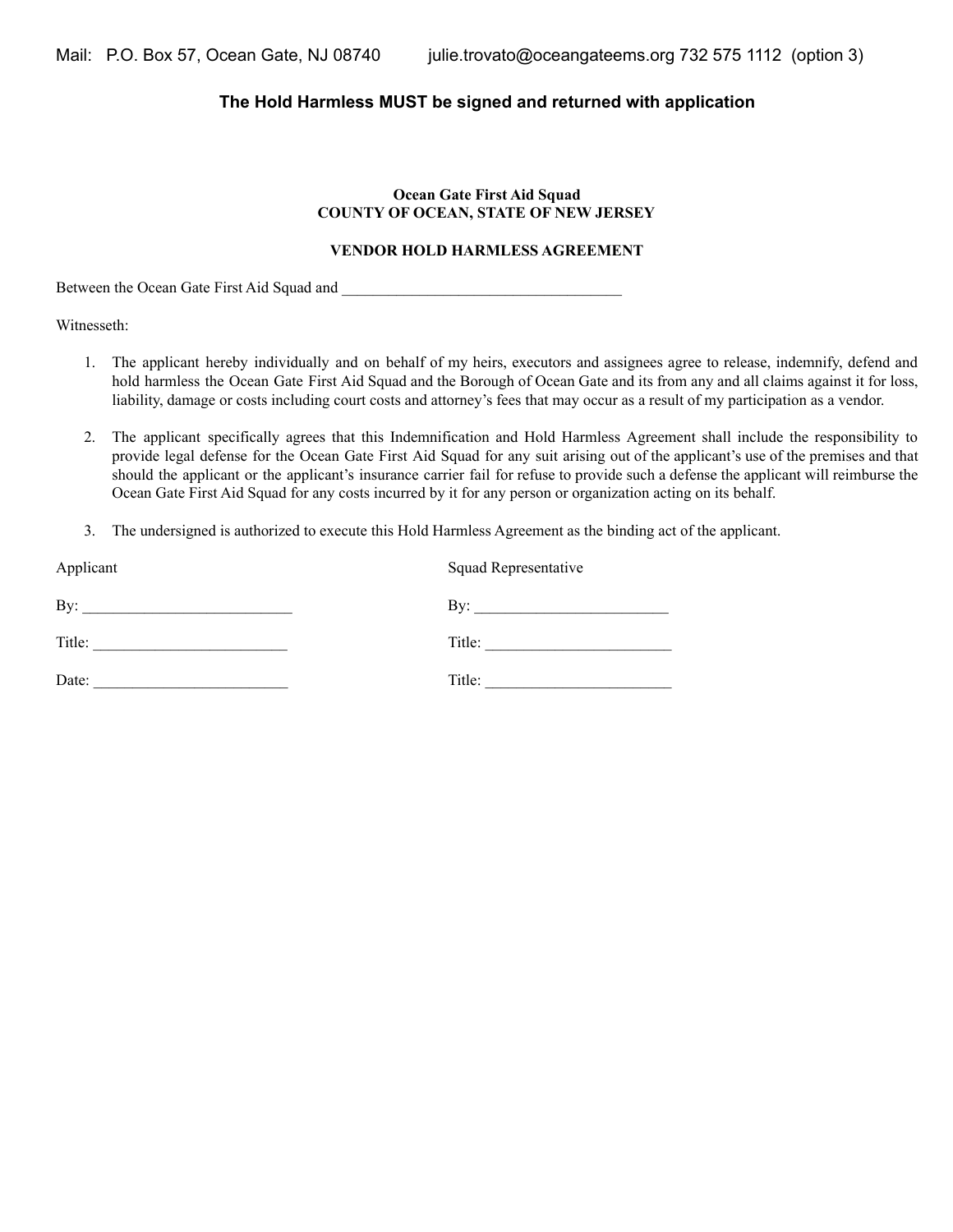Mail: P.O. Box 57, Ocean Gate, NJ 08740 julie.trovato@oceangateems.org 732 575 1112 (option 3)

**The Hold Harmless MUST be signed and returned with application**

**Ocean Gate First Aid Squad**
**COUNTY OF OCEAN, STATE OF NEW JERSEY**

**VENDOR HOLD HARMLESS AGREEMENT**

Between the Ocean Gate First Aid Squad and ____________________________________

Witnesseth:

1. The applicant hereby individually and on behalf of my heirs, executors and assignees agree to release, indemnify, defend and hold harmless the Ocean Gate First Aid Squad and the Borough of Ocean Gate and its from any and all claims against it for loss, liability, damage or costs including court costs and attorney's fees that may occur as a result of my participation as a vendor.

2. The applicant specifically agrees that this Indemnification and Hold Harmless Agreement shall include the responsibility to provide legal defense for the Ocean Gate First Aid Squad for any suit arising out of the applicant's use of the premises and that should the applicant or the applicant's insurance carrier fail for refuse to provide such a defense the applicant will reimburse the Ocean Gate First Aid Squad for any costs incurred by it for any person or organization acting on its behalf.

3. The undersigned is authorized to execute this Hold Harmless Agreement as the binding act of the applicant.

Applicant

By: ___________________________

Title: _________________________

Date: _________________________

Squad Representative

By: _________________________

Title: ________________________

Title: ________________________